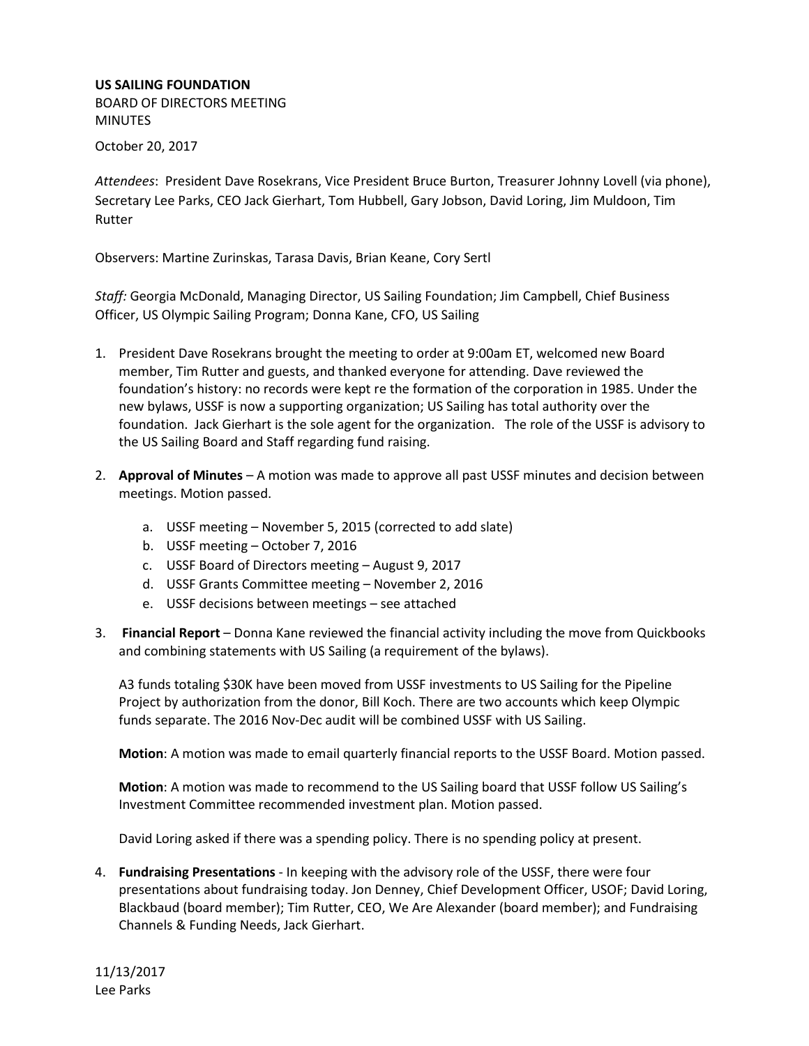**US SAILING FOUNDATION**

BOARD OF DIRECTORS MEETING

MINUTES

October 20, 2017

*Attendees*: President Dave Rosekrans, Vice President Bruce Burton, Treasurer Johnny Lovell (via phone), Secretary Lee Parks, CEO Jack Gierhart, Tom Hubbell, Gary Jobson, David Loring, Jim Muldoon, Tim Rutter

Observers: Martine Zurinskas, Tarasa Davis, Brian Keane, Cory Sertl

*Staff:* Georgia McDonald, Managing Director, US Sailing Foundation; Jim Campbell, Chief Business Officer, US Olympic Sailing Program; Donna Kane, CFO, US Sailing

1. President Dave Rosekrans brought the meeting to order at 9:00am ET, welcomed new Board member, Tim Rutter and guests, and thanked everyone for attending. Dave reviewed the foundation's history: no records were kept re the formation of the corporation in 1985. Under the new bylaws, USSF is now a supporting organization; US Sailing has total authority over the foundation. Jack Gierhart is the sole agent for the organization. The role of the USSF is advisory to the US Sailing Board and Staff regarding fund raising.

2. **Approval of Minutes** – A motion was made to approve all past USSF minutes and decision between meetings. Motion passed.

   a. USSF meeting – November 5, 2015 (corrected to add slate)
   b. USSF meeting – October 7, 2016
   c. USSF Board of Directors meeting – August 9, 2017
   d. USSF Grants Committee meeting – November 2, 2016
   e. USSF decisions between meetings – see attached

3. **Financial Report** – Donna Kane reviewed the financial activity including the move from Quickbooks and combining statements with US Sailing (a requirement of the bylaws).

   A3 funds totaling $30K have been moved from USSF investments to US Sailing for the Pipeline Project by authorization from the donor, Bill Koch. There are two accounts which keep Olympic funds separate. The 2016 Nov-Dec audit will be combined USSF with US Sailing.

   **Motion**: A motion was made to email quarterly financial reports to the USSF Board. Motion passed.

   **Motion**: A motion was made to recommend to the US Sailing board that USSF follow US Sailing's Investment Committee recommended investment plan. Motion passed.

   David Loring asked if there was a spending policy. There is no spending policy at present.

4. **Fundraising Presentations** - In keeping with the advisory role of the USSF, there were four presentations about fundraising today. Jon Denney, Chief Development Officer, USOF; David Loring, Blackbaud (board member); Tim Rutter, CEO, We Are Alexander (board member); and Fundraising Channels & Funding Needs, Jack Gierhart.

11/13/2017
Lee Parks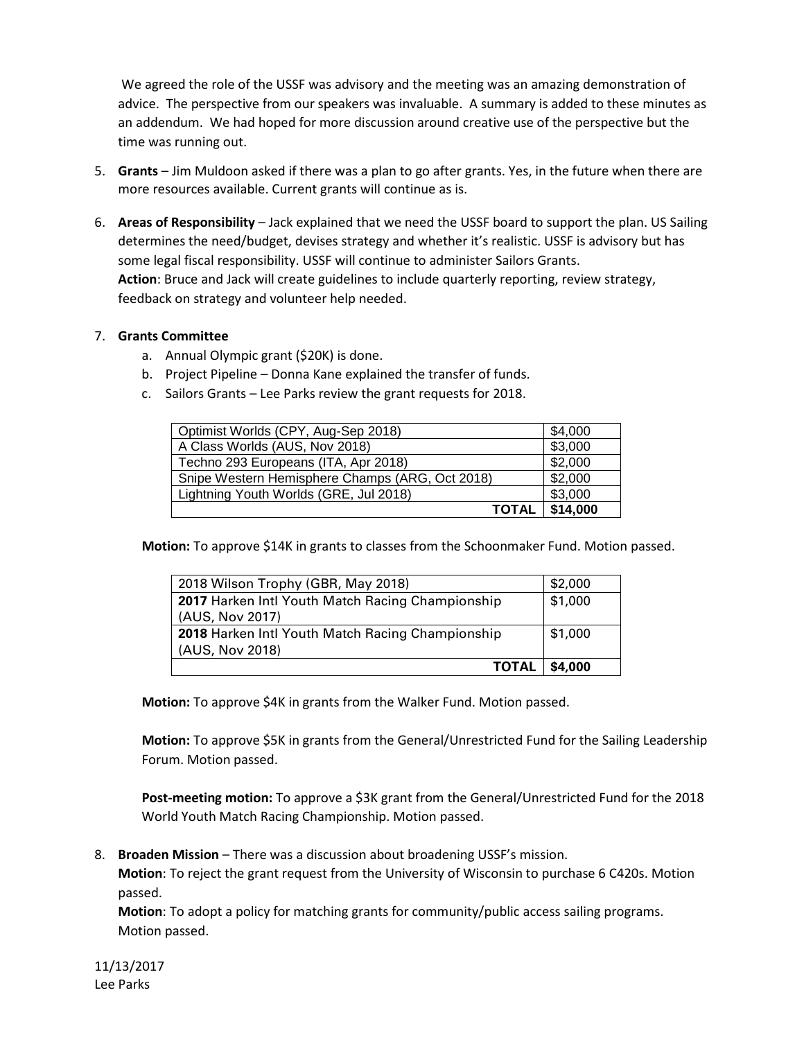We agreed the role of the USSF was advisory and the meeting was an amazing demonstration of advice. The perspective from our speakers was invaluable. A summary is added to these minutes as an addendum. We had hoped for more discussion around creative use of the perspective but the time was running out.

5. **Grants** – Jim Muldoon asked if there was a plan to go after grants. Yes, in the future when there are more resources available. Current grants will continue as is.

6. **Areas of Responsibility** – Jack explained that we need the USSF board to support the plan. US Sailing determines the need/budget, devises strategy and whether it's realistic. USSF is advisory but has some legal fiscal responsibility. USSF will continue to administer Sailors Grants.
   **Action**: Bruce and Jack will create guidelines to include quarterly reporting, review strategy, feedback on strategy and volunteer help needed.

7. **Grants Committee**
   a. Annual Olympic grant ($20K) is done.
   b. Project Pipeline – Donna Kane explained the transfer of funds.
   c. Sailors Grants – Lee Parks review the grant requests for 2018.

| | |
|---|---|
| Optimist Worlds (CPY, Aug-Sep 2018) | $4,000 |
| A Class Worlds (AUS, Nov 2018) | $3,000 |
| Techno 293 Europeans (ITA, Apr 2018) | $2,000 |
| Snipe Western Hemisphere Champs (ARG, Oct 2018) | $2,000 |
| Lightning Youth Worlds (GRE, Jul 2018) | $3,000 |
| **TOTAL** | **$14,000** |

**Motion:** To approve $14K in grants to classes from the Schoonmaker Fund. Motion passed.

| | |
|---|---|
| 2018 Wilson Trophy (GBR, May 2018) | $2,000 |
| **2017** Harken Intl Youth Match Racing Championship (AUS, Nov 2017) | $1,000 |
| **2018** Harken Intl Youth Match Racing Championship (AUS, Nov 2018) | $1,000 |
| **TOTAL** | **$4,000** |

**Motion:** To approve $4K in grants from the Walker Fund. Motion passed.

**Motion:** To approve $5K in grants from the General/Unrestricted Fund for the Sailing Leadership Forum. Motion passed.

**Post-meeting motion:** To approve a $3K grant from the General/Unrestricted Fund for the 2018 World Youth Match Racing Championship. Motion passed.

8. **Broaden Mission** – There was a discussion about broadening USSF's mission.
   **Motion**: To reject the grant request from the University of Wisconsin to purchase 6 C420s. Motion passed.
   **Motion**: To adopt a policy for matching grants for community/public access sailing programs. Motion passed.

11/13/2017
Lee Parks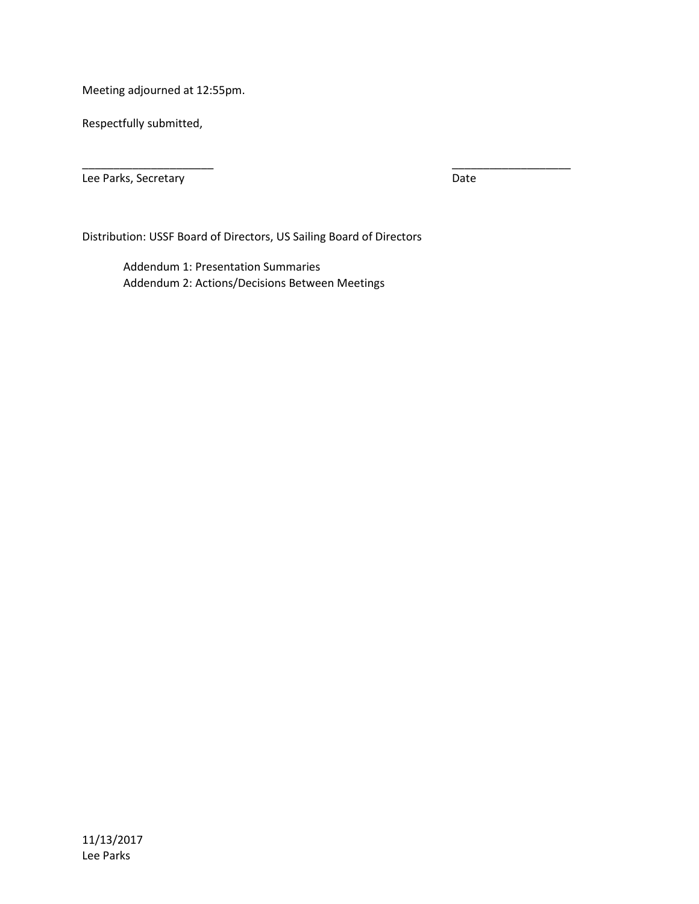Meeting adjourned at 12:55pm.

Respectfully submitted,

_____________________ ___________________

Lee Parks, Secretary Date

Distribution: USSF Board of Directors, US Sailing Board of Directors

Addendum 1: Presentation Summaries
Addendum 2: Actions/Decisions Between Meetings

11/13/2017
Lee Parks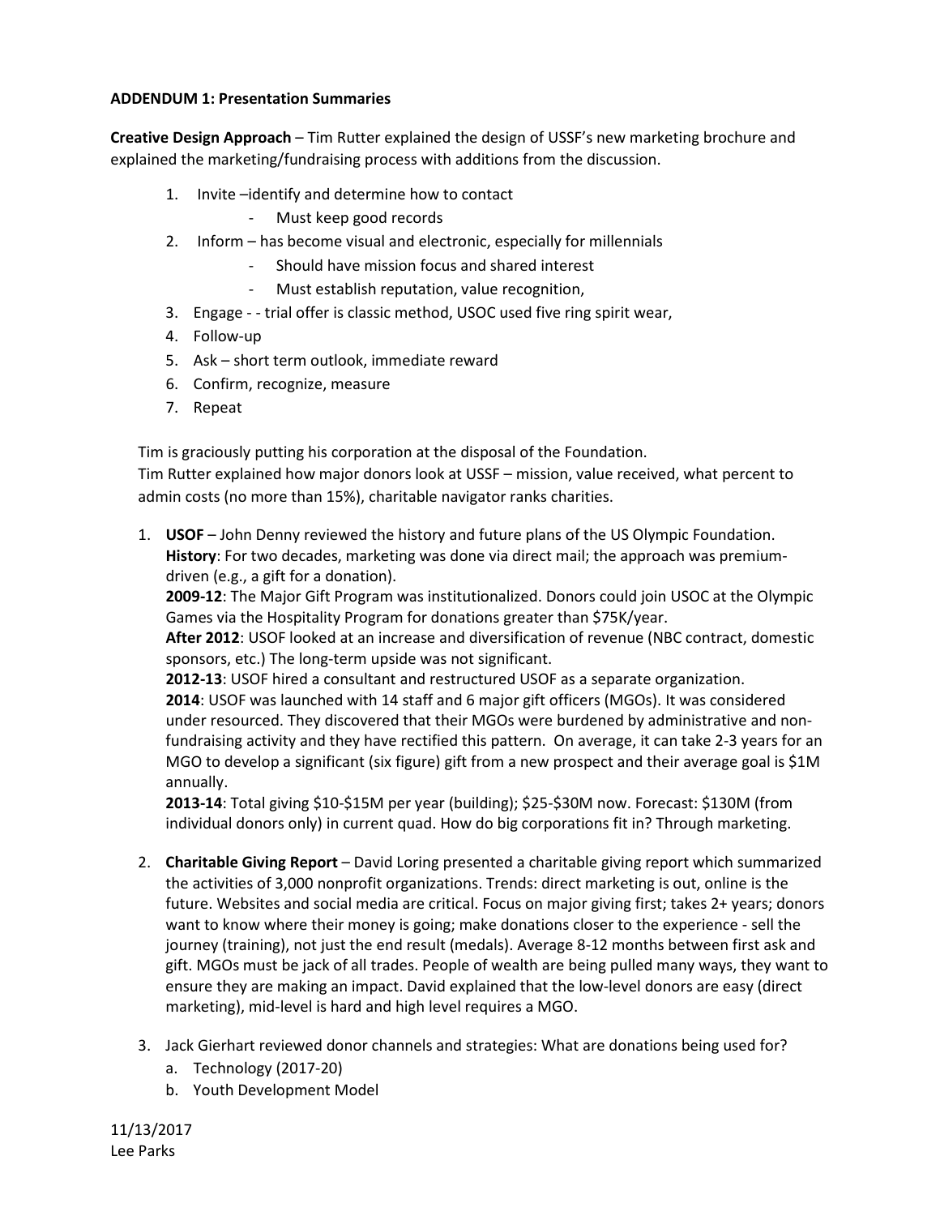**ADDENDUM 1: Presentation Summaries**

**Creative Design Approach** – Tim Rutter explained the design of USSF's new marketing brochure and explained the marketing/fundraising process with additions from the discussion.

1. Invite –identify and determine how to contact
    - Must keep good records
2. Inform – has become visual and electronic, especially for millennials
    - Should have mission focus and shared interest
    - Must establish reputation, value recognition,
3. Engage - - trial offer is classic method, USOC used five ring spirit wear,
4. Follow-up
5. Ask – short term outlook, immediate reward
6. Confirm, recognize, measure
7. Repeat

Tim is graciously putting his corporation at the disposal of the Foundation.
Tim Rutter explained how major donors look at USSF – mission, value received, what percent to admin costs (no more than 15%), charitable navigator ranks charities.

1. **USOF** – John Denny reviewed the history and future plans of the US Olympic Foundation.
   **History**: For two decades, marketing was done via direct mail; the approach was premium-driven (e.g., a gift for a donation).
   **2009-12**: The Major Gift Program was institutionalized. Donors could join USOC at the Olympic Games via the Hospitality Program for donations greater than $75K/year.
   **After 2012**: USOF looked at an increase and diversification of revenue (NBC contract, domestic sponsors, etc.) The long-term upside was not significant.
   **2012-13**: USOF hired a consultant and restructured USOF as a separate organization.
   **2014**: USOF was launched with 14 staff and 6 major gift officers (MGOs). It was considered under resourced. They discovered that their MGOs were burdened by administrative and non-fundraising activity and they have rectified this pattern. On average, it can take 2-3 years for an MGO to develop a significant (six figure) gift from a new prospect and their average goal is $1M annually.
   **2013-14**: Total giving $10-$15M per year (building); $25-$30M now. Forecast: $130M (from individual donors only) in current quad. How do big corporations fit in? Through marketing.

2. **Charitable Giving Report** – David Loring presented a charitable giving report which summarized the activities of 3,000 nonprofit organizations. Trends: direct marketing is out, online is the future. Websites and social media are critical. Focus on major giving first; takes 2+ years; donors want to know where their money is going; make donations closer to the experience - sell the journey (training), not just the end result (medals). Average 8-12 months between first ask and gift. MGOs must be jack of all trades. People of wealth are being pulled many ways, they want to ensure they are making an impact. David explained that the low-level donors are easy (direct marketing), mid-level is hard and high level requires a MGO.

3. Jack Gierhart reviewed donor channels and strategies: What are donations being used for?
   a. Technology (2017-20)
   b. Youth Development Model

11/13/2017
Lee Parks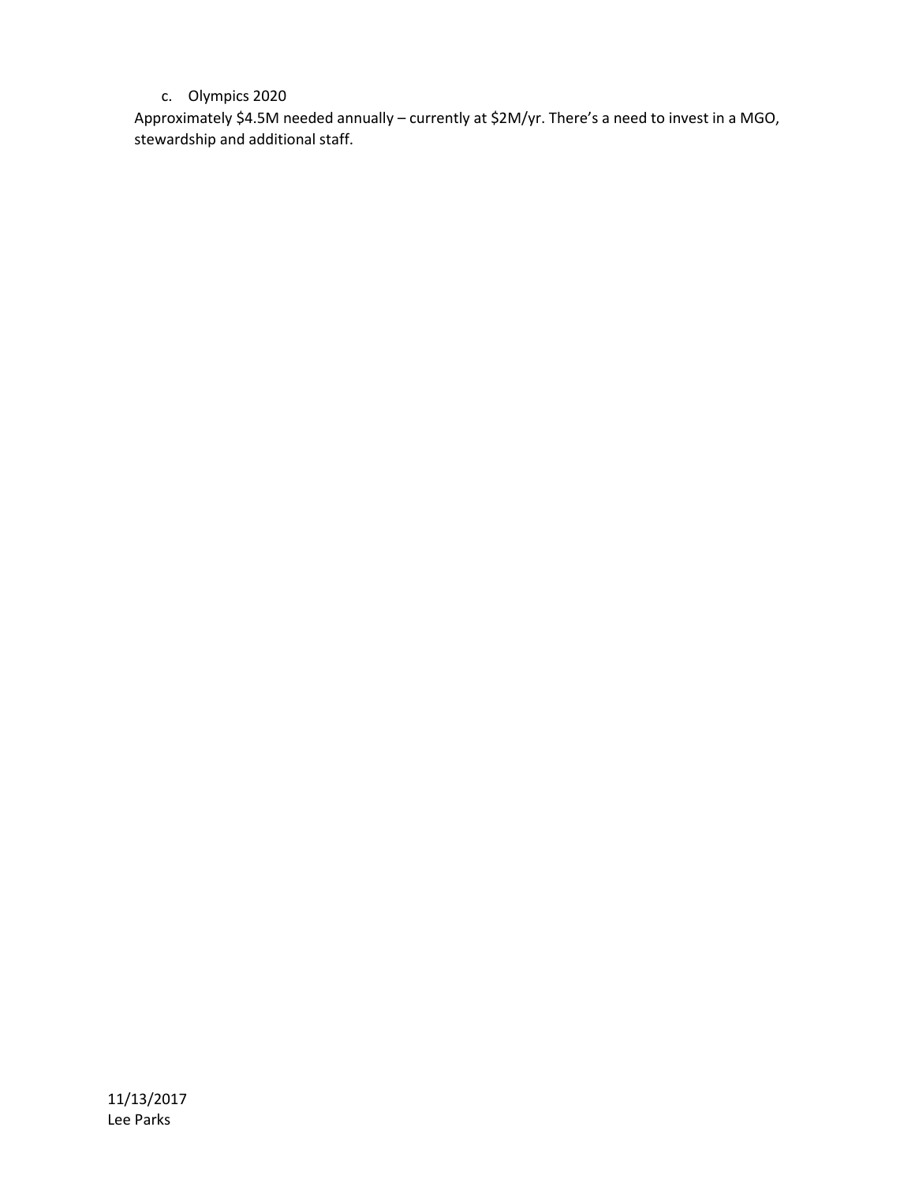c. Olympics 2020

Approximately $4.5M needed annually – currently at $2M/yr. There's a need to invest in a MGO, stewardship and additional staff.

11/13/2017
Lee Parks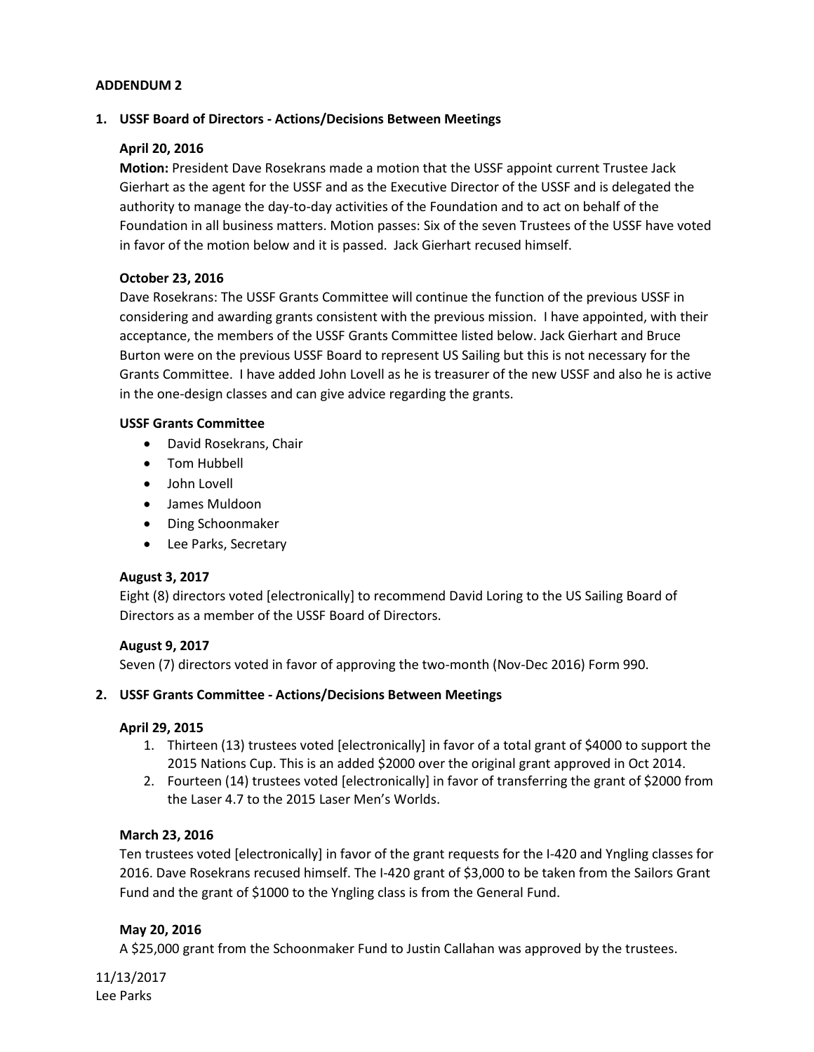**ADDENDUM 2**

**1. USSF Board of Directors - Actions/Decisions Between Meetings**

**April 20, 2016**

**Motion:** President Dave Rosekrans made a motion that the USSF appoint current Trustee Jack Gierhart as the agent for the USSF and as the Executive Director of the USSF and is delegated the authority to manage the day-to-day activities of the Foundation and to act on behalf of the Foundation in all business matters. Motion passes: Six of the seven Trustees of the USSF have voted in favor of the motion below and it is passed. Jack Gierhart recused himself.

**October 23, 2016**

Dave Rosekrans: The USSF Grants Committee will continue the function of the previous USSF in considering and awarding grants consistent with the previous mission. I have appointed, with their acceptance, the members of the USSF Grants Committee listed below. Jack Gierhart and Bruce Burton were on the previous USSF Board to represent US Sailing but this is not necessary for the Grants Committee. I have added John Lovell as he is treasurer of the new USSF and also he is active in the one-design classes and can give advice regarding the grants.

**USSF Grants Committee**

- David Rosekrans, Chair
- Tom Hubbell
- John Lovell
- James Muldoon
- Ding Schoonmaker
- Lee Parks, Secretary

**August 3, 2017**

Eight (8) directors voted [electronically] to recommend David Loring to the US Sailing Board of Directors as a member of the USSF Board of Directors.

**August 9, 2017**

Seven (7) directors voted in favor of approving the two-month (Nov-Dec 2016) Form 990.

**2. USSF Grants Committee - Actions/Decisions Between Meetings**

**April 29, 2015**

1. Thirteen (13) trustees voted [electronically] in favor of a total grant of $4000 to support the 2015 Nations Cup. This is an added $2000 over the original grant approved in Oct 2014.
2. Fourteen (14) trustees voted [electronically] in favor of transferring the grant of $2000 from the Laser 4.7 to the 2015 Laser Men's Worlds.

**March 23, 2016**

Ten trustees voted [electronically] in favor of the grant requests for the I-420 and Yngling classes for 2016. Dave Rosekrans recused himself. The I-420 grant of $3,000 to be taken from the Sailors Grant Fund and the grant of $1000 to the Yngling class is from the General Fund.

**May 20, 2016**

A $25,000 grant from the Schoonmaker Fund to Justin Callahan was approved by the trustees.

11/13/2017
Lee Parks